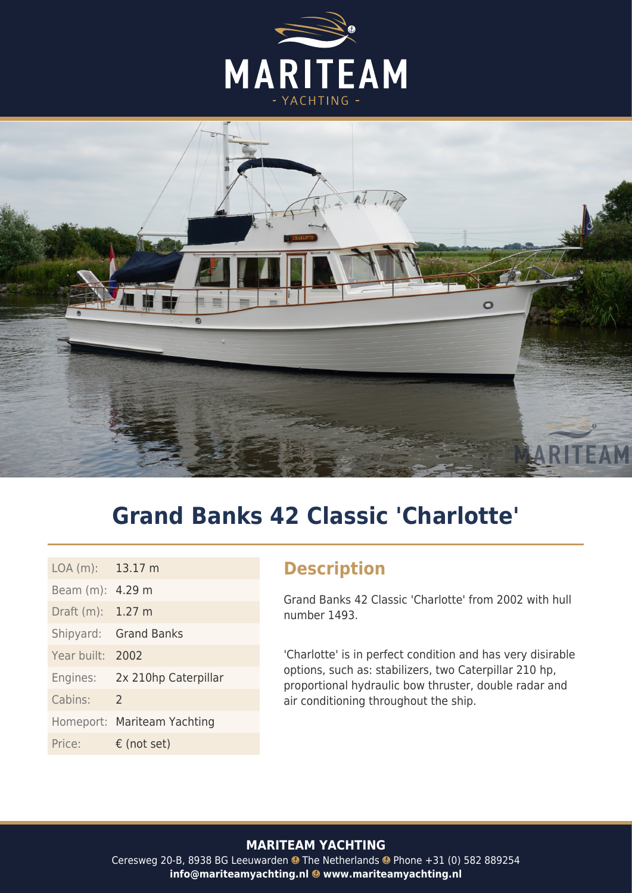# MARITEAM

- YACHTING -

# Grand Banks 42 Classic 'Charlotte'

| | |
|---|---|
| LOA (m): | 13.17 m |
| Beam (m): | 4.29 m |
| Draft (m): | 1.27 m |
| Shipyard: | Grand Banks |
| Year built: | 2002 |
| Engines: | 2x 210hp Caterpillar |
| Cabins: | 2 |
| Homeport: | Mariteam Yachting |
| Price: | € (not set) |

## Description

Grand Banks 42 Classic 'Charlotte' from 2002 with hull number 1493.

'Charlotte' is in perfect condition and has very disirable options, such as: stabilizers, two Caterpillar 210 hp, proportional hydraulic bow thruster, double radar and air conditioning throughout the ship.

**MARITEAM YACHTING**

Ceresweg 20-B, 8938 BG Leeuwarden • The Netherlands • Phone +31 (0) 582 889254

**info@mariteamyachting.nl • www.mariteamyachting.nl**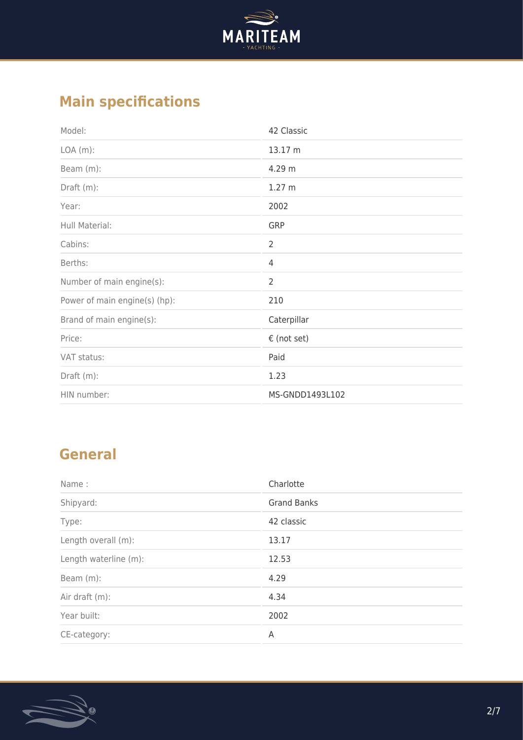## Main specifications

| | |
|---|---|
| Model: | 42 Classic |
| LOA (m): | 13.17 m |
| Beam (m): | 4.29 m |
| Draft (m): | 1.27 m |
| Year: | 2002 |
| Hull Material: | GRP |
| Cabins: | 2 |
| Berths: | 4 |
| Number of main engine(s): | 2 |
| Power of main engine(s) (hp): | 210 |
| Brand of main engine(s): | Caterpillar |
| Price: | € (not set) |
| VAT status: | Paid |
| Draft (m): | 1.23 |
| HIN number: | MS-GNDD1493L102 |

## General

| | |
|---|---|
| Name : | Charlotte |
| Shipyard: | Grand Banks |
| Type: | 42 classic |
| Length overall (m): | 13.17 |
| Length waterline (m): | 12.53 |
| Beam (m): | 4.29 |
| Air draft (m): | 4.34 |
| Year built: | 2002 |
| CE-category: | A |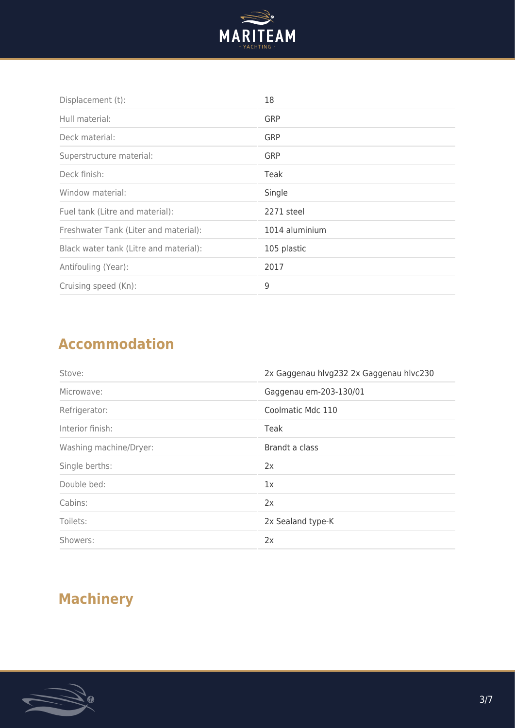| | |
|---|---|
| Displacement (t): | 18 |
| Hull material: | GRP |
| Deck material: | GRP |
| Superstructure material: | GRP |
| Deck finish: | Teak |
| Window material: | Single |
| Fuel tank (Litre and material): | 2271 steel |
| Freshwater Tank (Liter and material): | 1014 aluminium |
| Black water tank (Litre and material): | 105 plastic |
| Antifouling (Year): | 2017 |
| Cruising speed (Kn): | 9 |

## Accommodation

| | |
|---|---|
| Stove: | 2x Gaggenau hlvg232 2x Gaggenau hlvc230 |
| Microwave: | Gaggenau em-203-130/01 |
| Refrigerator: | Coolmatic Mdc 110 |
| Interior finish: | Teak |
| Washing machine/Dryer: | Brandt a class |
| Single berths: | 2x |
| Double bed: | 1x |
| Cabins: | 2x |
| Toilets: | 2x Sealand type-K |
| Showers: | 2x |

## Machinery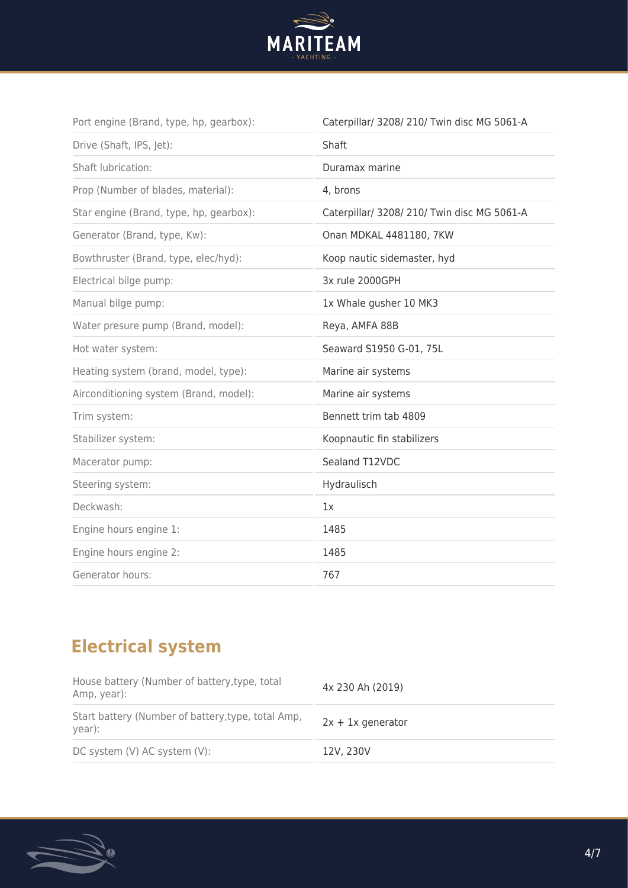| | |
|---|---|
| Port engine (Brand, type, hp, gearbox): | Caterpillar/ 3208/ 210/ Twin disc MG 5061-A |
| Drive (Shaft, IPS, Jet): | Shaft |
| Shaft lubrication: | Duramax marine |
| Prop (Number of blades, material): | 4, brons |
| Star engine (Brand, type, hp, gearbox): | Caterpillar/ 3208/ 210/ Twin disc MG 5061-A |
| Generator (Brand, type, Kw): | Onan MDKAL 4481180, 7KW |
| Bowthruster (Brand, type, elec/hyd): | Koop nautic sidemaster, hyd |
| Electrical bilge pump: | 3x rule 2000GPH |
| Manual bilge pump: | 1x Whale gusher 10 MK3 |
| Water presure pump (Brand, model): | Reya, AMFA 88B |
| Hot water system: | Seaward S1950 G-01, 75L |
| Heating system (brand, model, type): | Marine air systems |
| Airconditioning system (Brand, model): | Marine air systems |
| Trim system: | Bennett trim tab 4809 |
| Stabilizer system: | Koopnautic fin stabilizers |
| Macerator pump: | Sealand T12VDC |
| Steering system: | Hydraulisch |
| Deckwash: | 1x |
| Engine hours engine 1: | 1485 |
| Engine hours engine 2: | 1485 |
| Generator hours: | 767 |

## Electrical system

| | |
|---|---|
| House battery (Number of battery,type, total Amp, year): | 4x 230 Ah (2019) |
| Start battery (Number of battery,type, total Amp, year): | 2x + 1x generator |
| DC system (V) AC system (V): | 12V, 230V |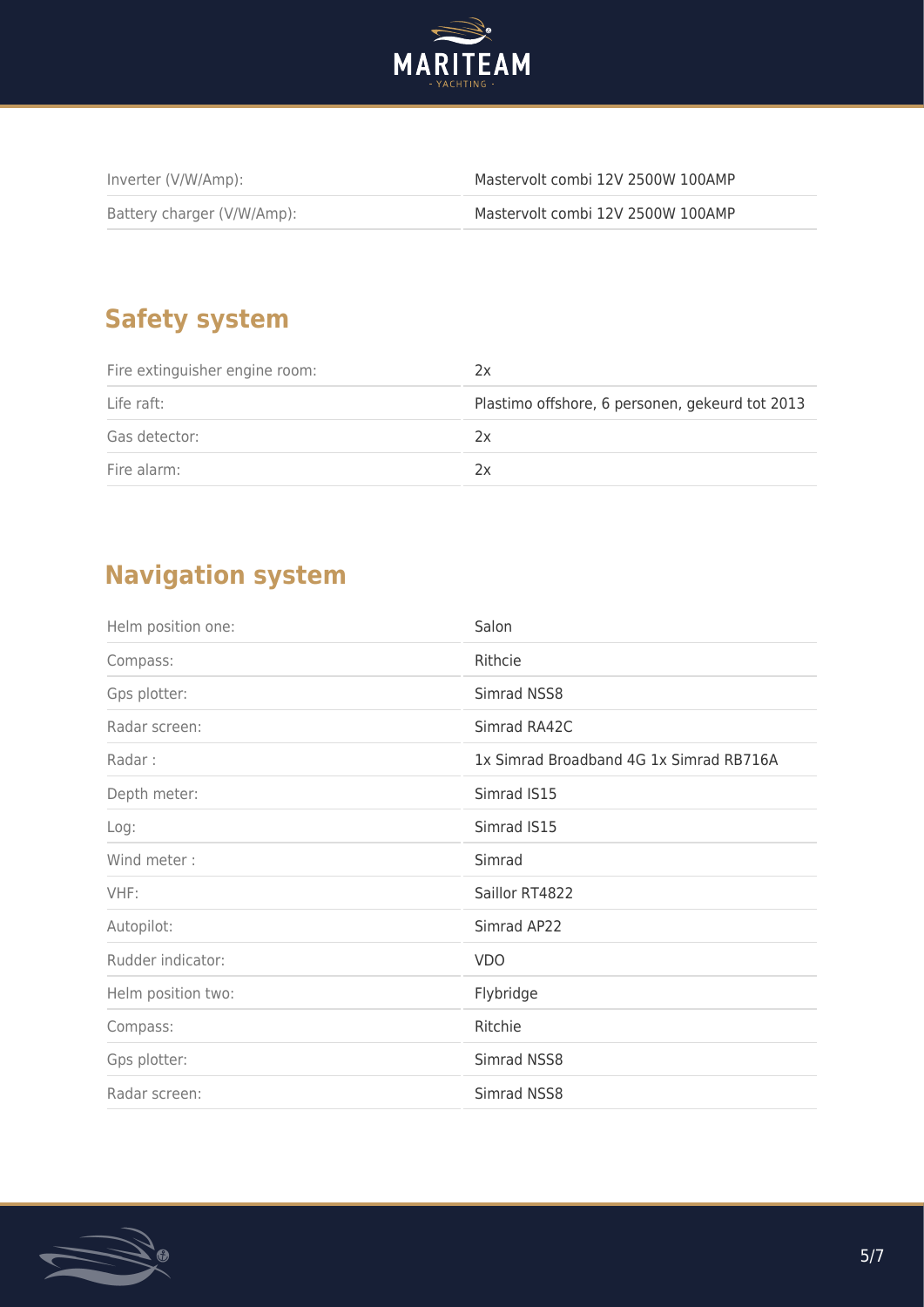| | |
|---|---|
| Inverter (V/W/Amp): | Mastervolt combi 12V 2500W 100AMP |
| Battery charger (V/W/Amp): | Mastervolt combi 12V 2500W 100AMP |

## Safety system

| | |
|---|---|
| Fire extinguisher engine room: | 2x |
| Life raft: | Plastimo offshore, 6 personen, gekeurd tot 2013 |
| Gas detector: | 2x |
| Fire alarm: | 2x |

## Navigation system

| | |
|---|---|
| Helm position one: | Salon |
| Compass: | Rithcie |
| Gps plotter: | Simrad NSS8 |
| Radar screen: | Simrad RA42C |
| Radar : | 1x Simrad Broadband 4G 1x Simrad RB716A |
| Depth meter: | Simrad IS15 |
| Log: | Simrad IS15 |
| Wind meter : | Simrad |
| VHF: | Saillor RT4822 |
| Autopilot: | Simrad AP22 |
| Rudder indicator: | VDO |
| Helm position two: | Flybridge |
| Compass: | Ritchie |
| Gps plotter: | Simrad NSS8 |
| Radar screen: | Simrad NSS8 |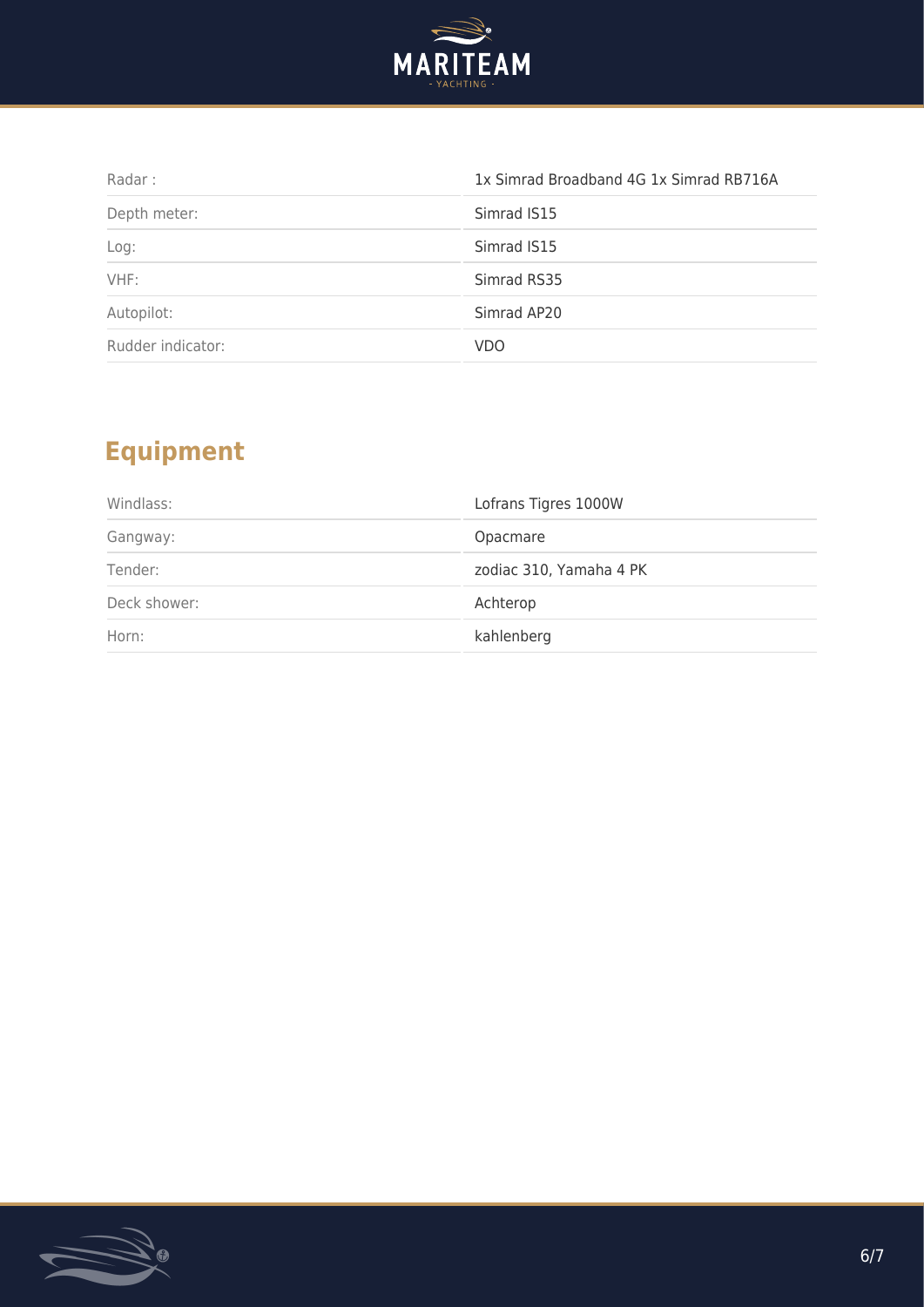| | |
|---|---|
| Radar : | 1x Simrad Broadband 4G 1x Simrad RB716A |
| Depth meter: | Simrad IS15 |
| Log: | Simrad IS15 |
| VHF: | Simrad RS35 |
| Autopilot: | Simrad AP20 |
| Rudder indicator: | VDO |

## Equipment

| | |
|---|---|
| Windlass: | Lofrans Tigres 1000W |
| Gangway: | Opacmare |
| Tender: | zodiac 310, Yamaha 4 PK |
| Deck shower: | Achterop |
| Horn: | kahlenberg |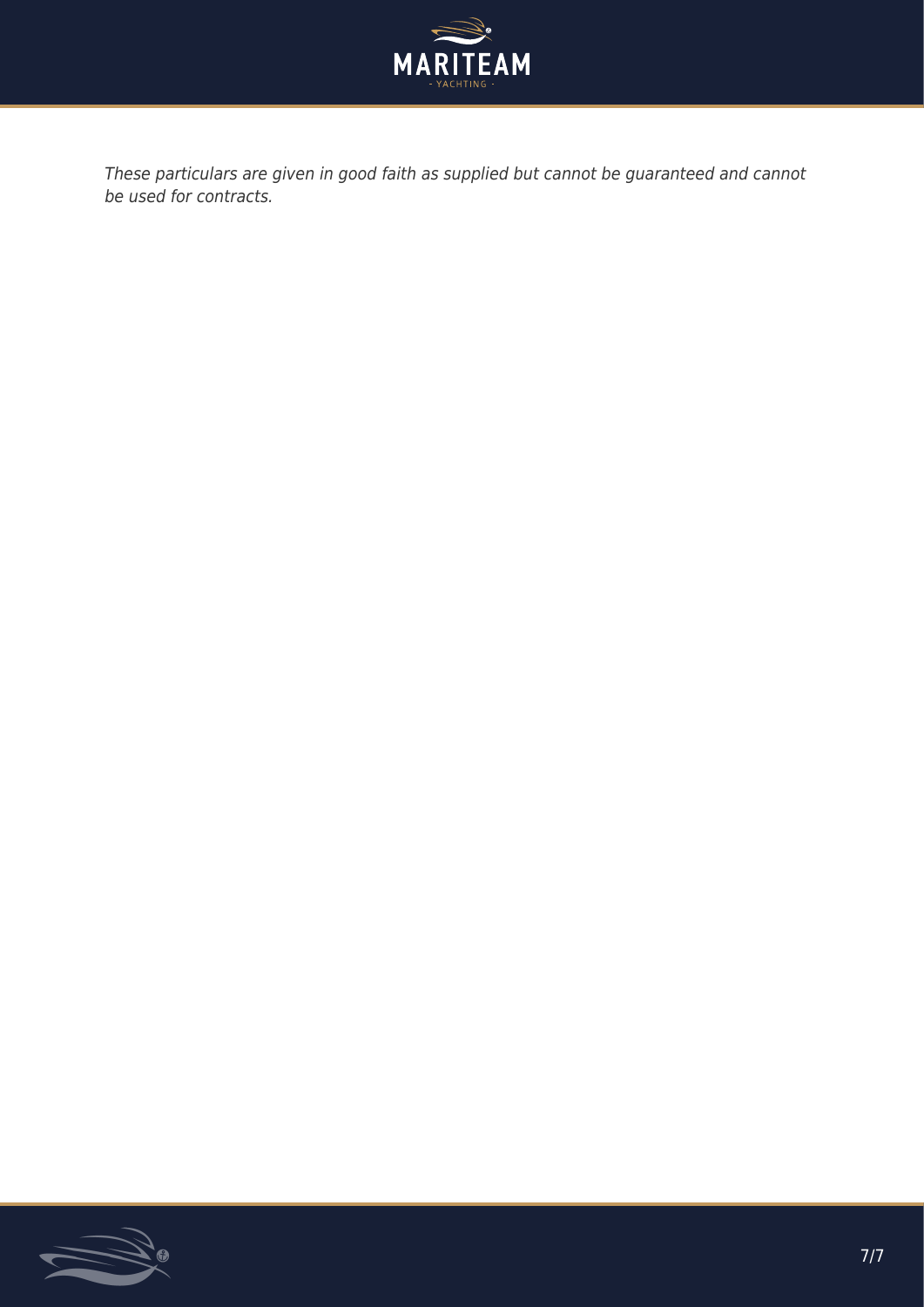*These particulars are given in good faith as supplied but cannot be guaranteed and cannot be used for contracts.*